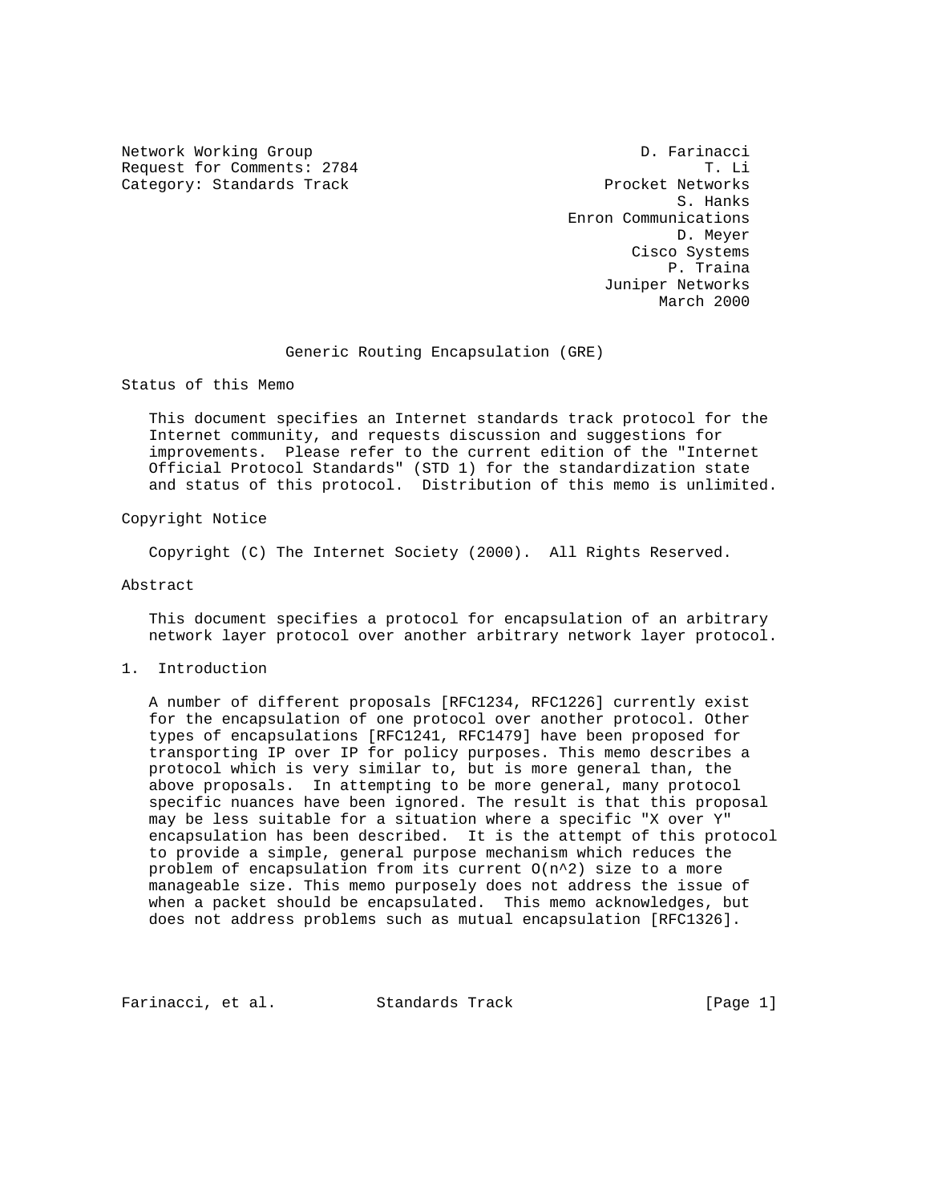Network Working Group D. Farinacci
Request for Comments: 2784 T. Li
Category: Standards Track Procket Networks
S. Hanks
Enron Communications
D. Meyer
Cisco Systems
P. Traina
Juniper Networks
March 2000

# Generic Routing Encapsulation (GRE)

## Status of this Memo

This document specifies an Internet standards track protocol for the Internet community, and requests discussion and suggestions for improvements. Please refer to the current edition of the "Internet Official Protocol Standards" (STD 1) for the standardization state and status of this protocol. Distribution of this memo is unlimited.

## Copyright Notice

Copyright (C) The Internet Society (2000). All Rights Reserved.

## Abstract

This document specifies a protocol for encapsulation of an arbitrary network layer protocol over another arbitrary network layer protocol.

## 1. Introduction

A number of different proposals [RFC1234, RFC1226] currently exist for the encapsulation of one protocol over another protocol. Other types of encapsulations [RFC1241, RFC1479] have been proposed for transporting IP over IP for policy purposes. This memo describes a protocol which is very similar to, but is more general than, the above proposals. In attempting to be more general, many protocol specific nuances have been ignored. The result is that this proposal may be less suitable for a situation where a specific "X over Y" encapsulation has been described. It is the attempt of this protocol to provide a simple, general purpose mechanism which reduces the problem of encapsulation from its current $O(n^2)$ size to a more manageable size. This memo purposely does not address the issue of when a packet should be encapsulated. This memo acknowledges, but does not address problems such as mutual encapsulation [RFC1326].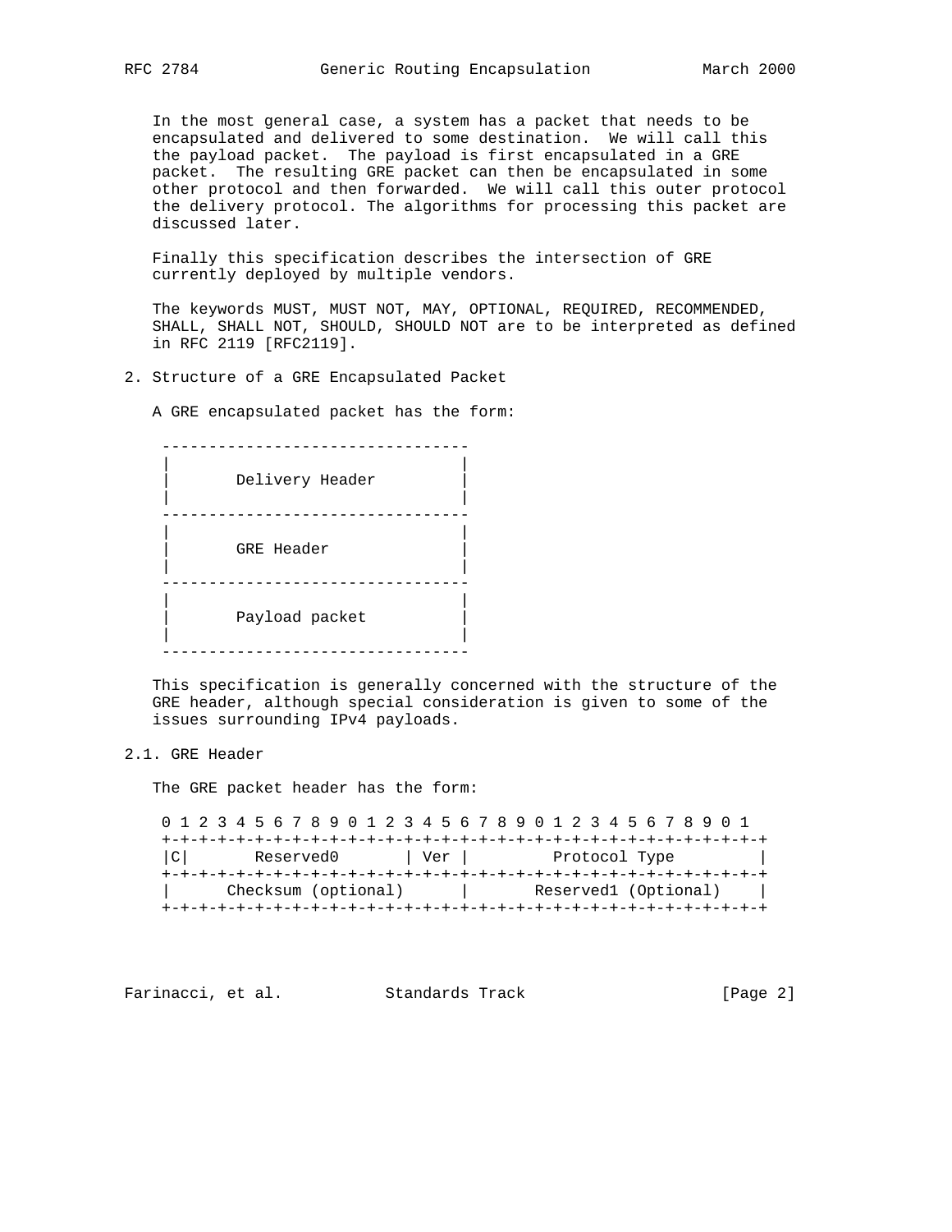In the most general case, a system has a packet that needs to be encapsulated and delivered to some destination. We will call this the payload packet. The payload is first encapsulated in a GRE packet. The resulting GRE packet can then be encapsulated in some other protocol and then forwarded. We will call this outer protocol the delivery protocol. The algorithms for processing this packet are discussed later.

Finally this specification describes the intersection of GRE currently deployed by multiple vendors.

The keywords MUST, MUST NOT, MAY, OPTIONAL, REQUIRED, RECOMMENDED, SHALL, SHALL NOT, SHOULD, SHOULD NOT are to be interpreted as defined in RFC 2119 [RFC2119].

## 2. Structure of a GRE Encapsulated Packet

A GRE encapsulated packet has the form:

```
 ---------------------------------
|                                 |
|       Delivery Header           |
|                                 |
 ---------------------------------
|                                 |
|       GRE Header                |
|                                 |
 ---------------------------------
|                                 |
|       Payload packet            |
|                                 |
 ---------------------------------
```

This specification is generally concerned with the structure of the GRE header, although special consideration is given to some of the issues surrounding IPv4 payloads.

### 2.1. GRE Header

The GRE packet header has the form:

```
 0                   1                   2                   3
 0 1 2 3 4 5 6 7 8 9 0 1 2 3 4 5 6 7 8 9 0 1 2 3 4 5 6 7 8 9 0 1
+-+-+-+-+-+-+-+-+-+-+-+-+-+-+-+-+-+-+-+-+-+-+-+-+-+-+-+-+-+-+-+-+
|C|       Reserved0       | Ver |         Protocol Type         |
+-+-+-+-+-+-+-+-+-+-+-+-+-+-+-+-+-+-+-+-+-+-+-+-+-+-+-+-+-+-+-+-+
|      Checksum (optional)      |       Reserved1 (Optional)    |
+-+-+-+-+-+-+-+-+-+-+-+-+-+-+-+-+-+-+-+-+-+-+-+-+-+-+-+-+-+-+-+-+
```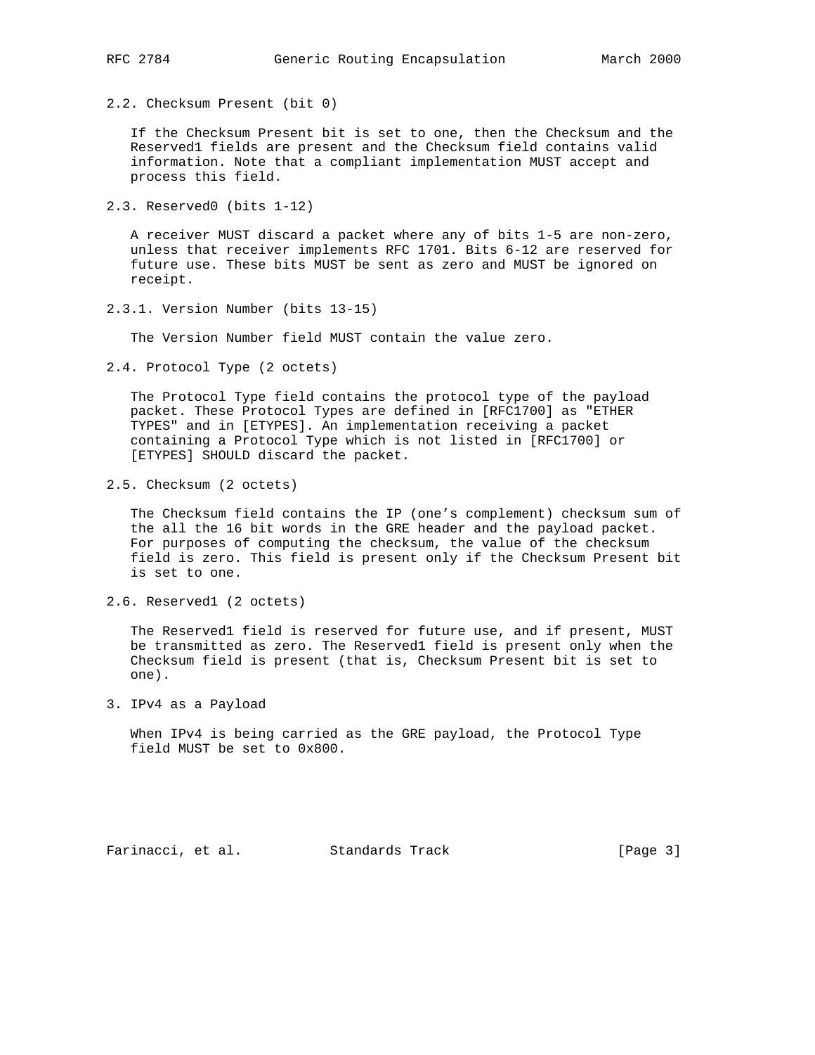### 2.2. Checksum Present (bit 0)

If the Checksum Present bit is set to one, then the Checksum and the Reserved1 fields are present and the Checksum field contains valid information. Note that a compliant implementation MUST accept and process this field.

### 2.3. Reserved0 (bits 1-12)

A receiver MUST discard a packet where any of bits 1-5 are non-zero, unless that receiver implements RFC 1701. Bits 6-12 are reserved for future use. These bits MUST be sent as zero and MUST be ignored on receipt.

#### 2.3.1. Version Number (bits 13-15)

The Version Number field MUST contain the value zero.

### 2.4. Protocol Type (2 octets)

The Protocol Type field contains the protocol type of the payload packet. These Protocol Types are defined in [RFC1700] as "ETHER TYPES" and in [ETYPES]. An implementation receiving a packet containing a Protocol Type which is not listed in [RFC1700] or [ETYPES] SHOULD discard the packet.

### 2.5. Checksum (2 octets)

The Checksum field contains the IP (one's complement) checksum sum of the all the 16 bit words in the GRE header and the payload packet. For purposes of computing the checksum, the value of the checksum field is zero. This field is present only if the Checksum Present bit is set to one.

### 2.6. Reserved1 (2 octets)

The Reserved1 field is reserved for future use, and if present, MUST be transmitted as zero. The Reserved1 field is present only when the Checksum field is present (that is, Checksum Present bit is set to one).

## 3. IPv4 as a Payload

When IPv4 is being carried as the GRE payload, the Protocol Type field MUST be set to 0x800.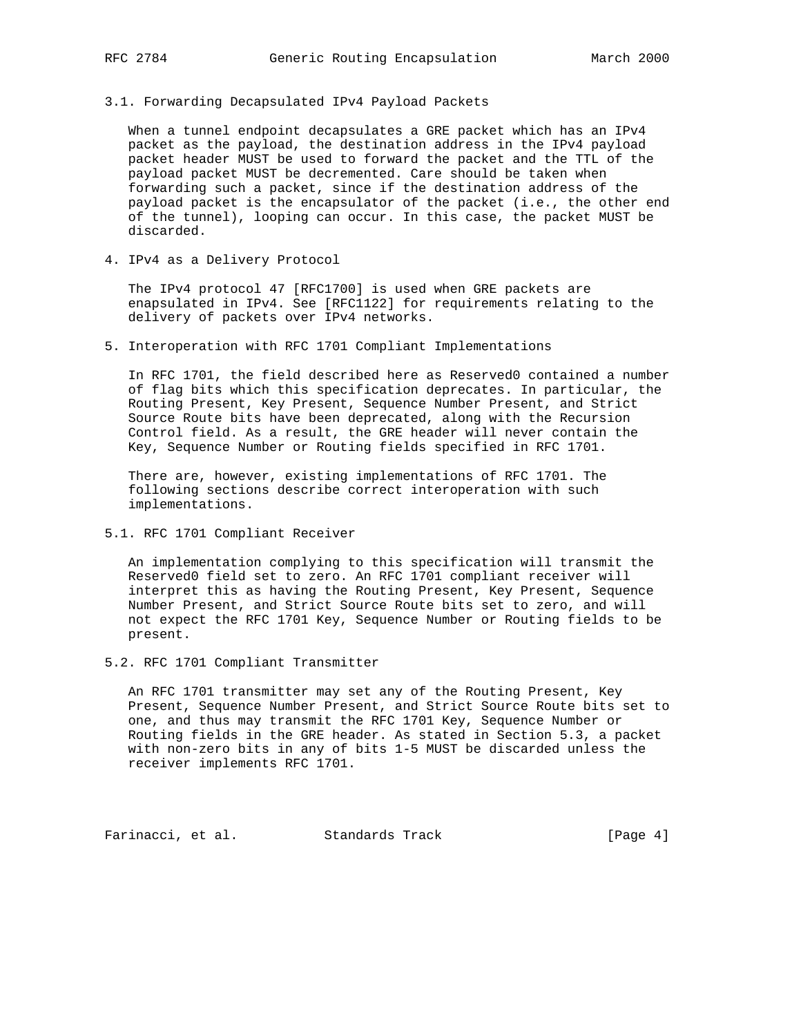### 3.1. Forwarding Decapsulated IPv4 Payload Packets

When a tunnel endpoint decapsulates a GRE packet which has an IPv4 packet as the payload, the destination address in the IPv4 payload packet header MUST be used to forward the packet and the TTL of the payload packet MUST be decremented. Care should be taken when forwarding such a packet, since if the destination address of the payload packet is the encapsulator of the packet (i.e., the other end of the tunnel), looping can occur. In this case, the packet MUST be discarded.

## 4. IPv4 as a Delivery Protocol

The IPv4 protocol 47 [RFC1700] is used when GRE packets are enapsulated in IPv4. See [RFC1122] for requirements relating to the delivery of packets over IPv4 networks.

## 5. Interoperation with RFC 1701 Compliant Implementations

In RFC 1701, the field described here as Reserved0 contained a number of flag bits which this specification deprecates. In particular, the Routing Present, Key Present, Sequence Number Present, and Strict Source Route bits have been deprecated, along with the Recursion Control field. As a result, the GRE header will never contain the Key, Sequence Number or Routing fields specified in RFC 1701.

There are, however, existing implementations of RFC 1701. The following sections describe correct interoperation with such implementations.

### 5.1. RFC 1701 Compliant Receiver

An implementation complying to this specification will transmit the Reserved0 field set to zero. An RFC 1701 compliant receiver will interpret this as having the Routing Present, Key Present, Sequence Number Present, and Strict Source Route bits set to zero, and will not expect the RFC 1701 Key, Sequence Number or Routing fields to be present.

### 5.2. RFC 1701 Compliant Transmitter

An RFC 1701 transmitter may set any of the Routing Present, Key Present, Sequence Number Present, and Strict Source Route bits set to one, and thus may transmit the RFC 1701 Key, Sequence Number or Routing fields in the GRE header. As stated in Section 5.3, a packet with non-zero bits in any of bits 1-5 MUST be discarded unless the receiver implements RFC 1701.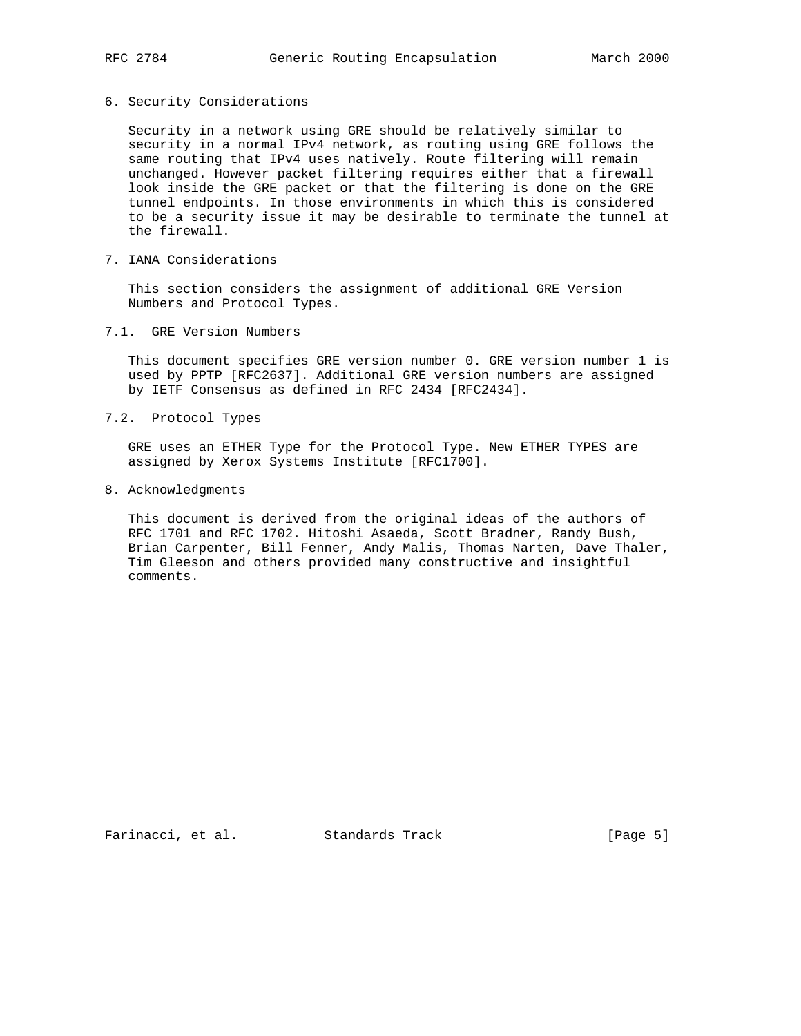## 6. Security Considerations

Security in a network using GRE should be relatively similar to security in a normal IPv4 network, as routing using GRE follows the same routing that IPv4 uses natively. Route filtering will remain unchanged. However packet filtering requires either that a firewall look inside the GRE packet or that the filtering is done on the GRE tunnel endpoints. In those environments in which this is considered to be a security issue it may be desirable to terminate the tunnel at the firewall.

## 7. IANA Considerations

This section considers the assignment of additional GRE Version Numbers and Protocol Types.

### 7.1. GRE Version Numbers

This document specifies GRE version number 0. GRE version number 1 is used by PPTP [RFC2637]. Additional GRE version numbers are assigned by IETF Consensus as defined in RFC 2434 [RFC2434].

### 7.2. Protocol Types

GRE uses an ETHER Type for the Protocol Type. New ETHER TYPES are assigned by Xerox Systems Institute [RFC1700].

## 8. Acknowledgments

This document is derived from the original ideas of the authors of RFC 1701 and RFC 1702. Hitoshi Asaeda, Scott Bradner, Randy Bush, Brian Carpenter, Bill Fenner, Andy Malis, Thomas Narten, Dave Thaler, Tim Gleeson and others provided many constructive and insightful comments.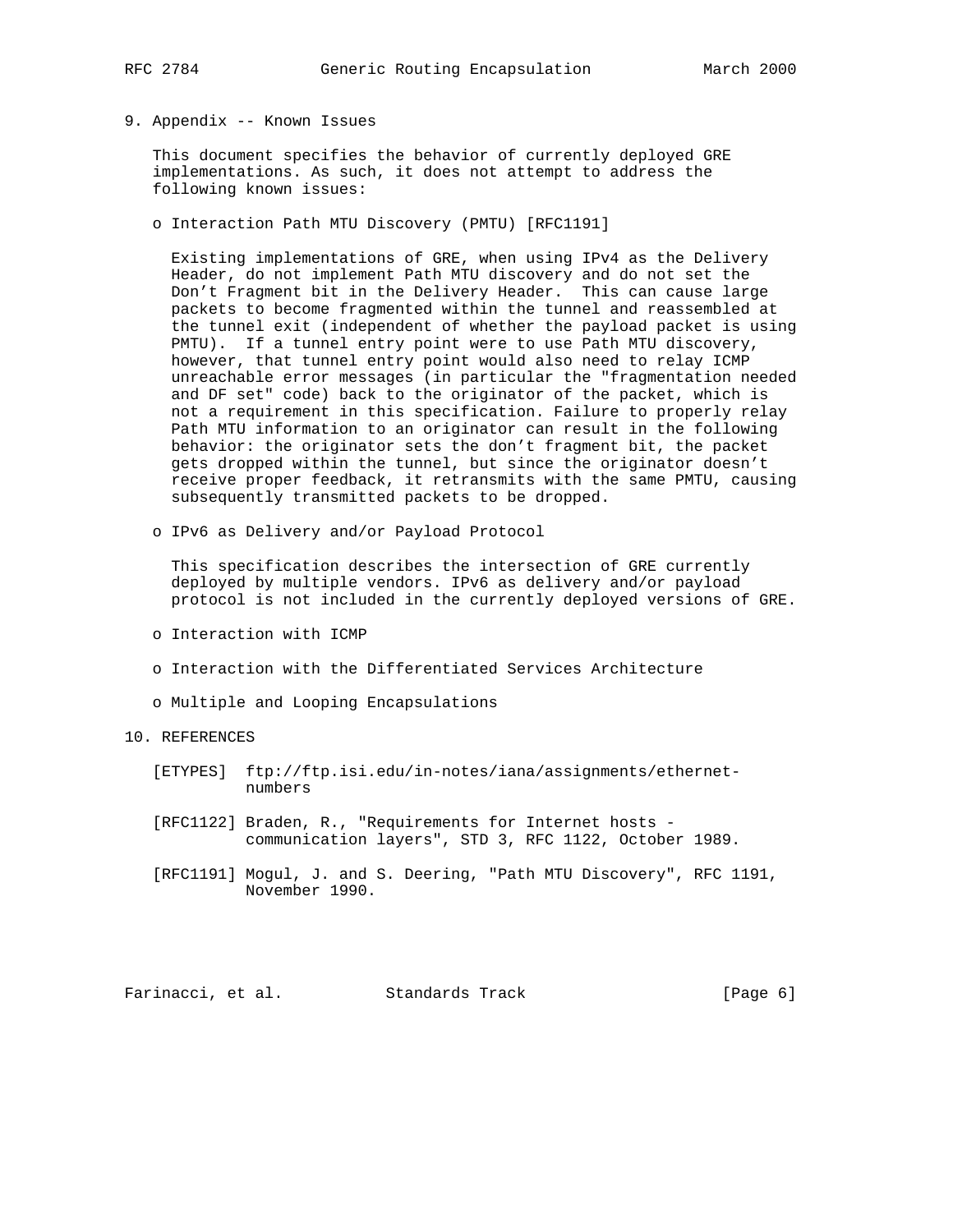## 9. Appendix -- Known Issues

This document specifies the behavior of currently deployed GRE implementations. As such, it does not attempt to address the following known issues:

- Interaction Path MTU Discovery (PMTU) [RFC1191]

  Existing implementations of GRE, when using IPv4 as the Delivery Header, do not implement Path MTU discovery and do not set the Don't Fragment bit in the Delivery Header. This can cause large packets to become fragmented within the tunnel and reassembled at the tunnel exit (independent of whether the payload packet is using PMTU). If a tunnel entry point were to use Path MTU discovery, however, that tunnel entry point would also need to relay ICMP unreachable error messages (in particular the "fragmentation needed and DF set" code) back to the originator of the packet, which is not a requirement in this specification. Failure to properly relay Path MTU information to an originator can result in the following behavior: the originator sets the don't fragment bit, the packet gets dropped within the tunnel, but since the originator doesn't receive proper feedback, it retransmits with the same PMTU, causing subsequently transmitted packets to be dropped.

- IPv6 as Delivery and/or Payload Protocol

  This specification describes the intersection of GRE currently deployed by multiple vendors. IPv6 as delivery and/or payload protocol is not included in the currently deployed versions of GRE.

- Interaction with ICMP

- Interaction with the Differentiated Services Architecture

- Multiple and Looping Encapsulations

## 10. REFERENCES

[ETYPES] ftp://ftp.isi.edu/in-notes/iana/assignments/ethernet-numbers

[RFC1122] Braden, R., "Requirements for Internet hosts - communication layers", STD 3, RFC 1122, October 1989.

[RFC1191] Mogul, J. and S. Deering, "Path MTU Discovery", RFC 1191, November 1990.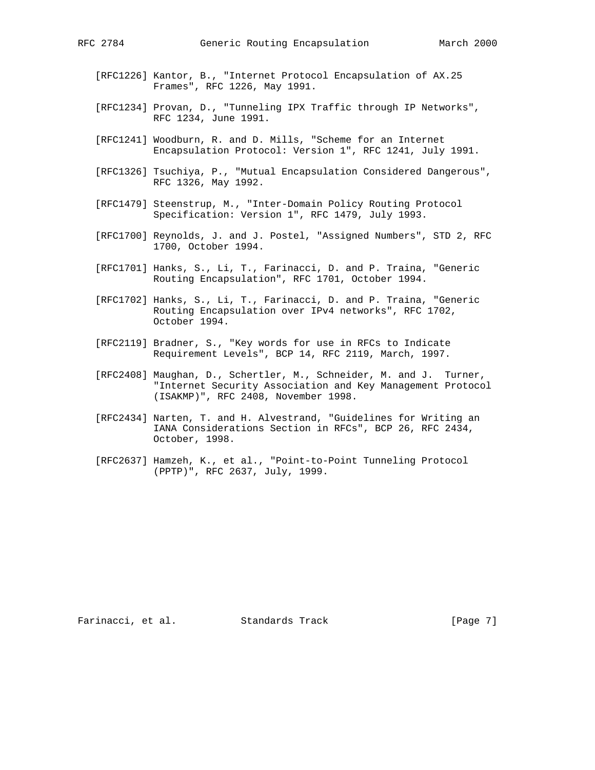[RFC1226] Kantor, B., "Internet Protocol Encapsulation of AX.25 Frames", RFC 1226, May 1991.

[RFC1234] Provan, D., "Tunneling IPX Traffic through IP Networks", RFC 1234, June 1991.

[RFC1241] Woodburn, R. and D. Mills, "Scheme for an Internet Encapsulation Protocol: Version 1", RFC 1241, July 1991.

[RFC1326] Tsuchiya, P., "Mutual Encapsulation Considered Dangerous", RFC 1326, May 1992.

[RFC1479] Steenstrup, M., "Inter-Domain Policy Routing Protocol Specification: Version 1", RFC 1479, July 1993.

[RFC1700] Reynolds, J. and J. Postel, "Assigned Numbers", STD 2, RFC 1700, October 1994.

[RFC1701] Hanks, S., Li, T., Farinacci, D. and P. Traina, "Generic Routing Encapsulation", RFC 1701, October 1994.

[RFC1702] Hanks, S., Li, T., Farinacci, D. and P. Traina, "Generic Routing Encapsulation over IPv4 networks", RFC 1702, October 1994.

[RFC2119] Bradner, S., "Key words for use in RFCs to Indicate Requirement Levels", BCP 14, RFC 2119, March, 1997.

[RFC2408] Maughan, D., Schertler, M., Schneider, M. and J. Turner, "Internet Security Association and Key Management Protocol (ISAKMP)", RFC 2408, November 1998.

[RFC2434] Narten, T. and H. Alvestrand, "Guidelines for Writing an IANA Considerations Section in RFCs", BCP 26, RFC 2434, October, 1998.

[RFC2637] Hamzeh, K., et al., "Point-to-Point Tunneling Protocol (PPTP)", RFC 2637, July, 1999.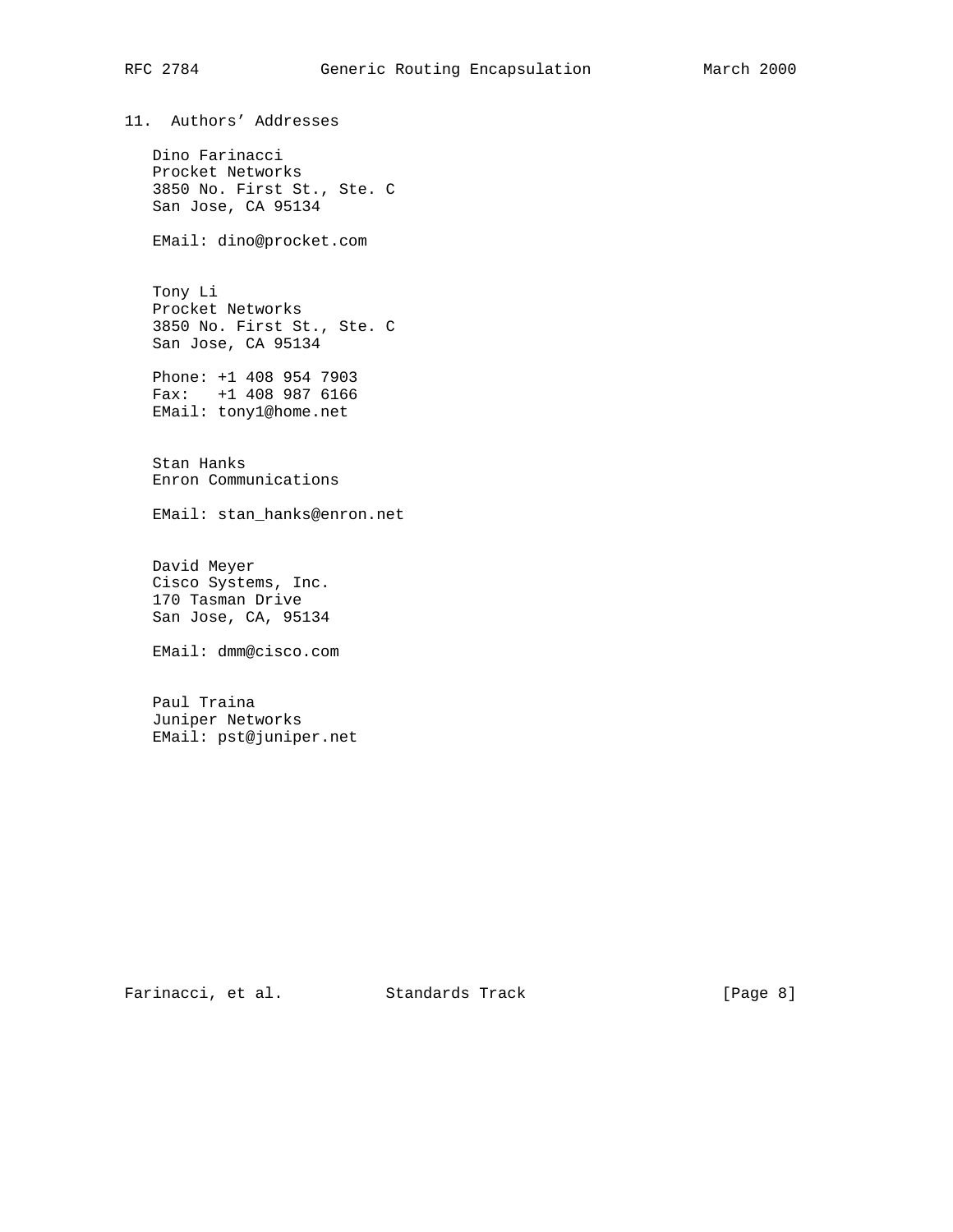## 11. Authors' Addresses

Dino Farinacci
Procket Networks
3850 No. First St., Ste. C
San Jose, CA 95134

EMail: dino@procket.com

Tony Li
Procket Networks
3850 No. First St., Ste. C
San Jose, CA 95134

Phone: +1 408 954 7903
Fax: +1 408 987 6166
EMail: tony1@home.net

Stan Hanks
Enron Communications

EMail: stan_hanks@enron.net

David Meyer
Cisco Systems, Inc.
170 Tasman Drive
San Jose, CA, 95134

EMail: dmm@cisco.com

Paul Traina
Juniper Networks
EMail: pst@juniper.net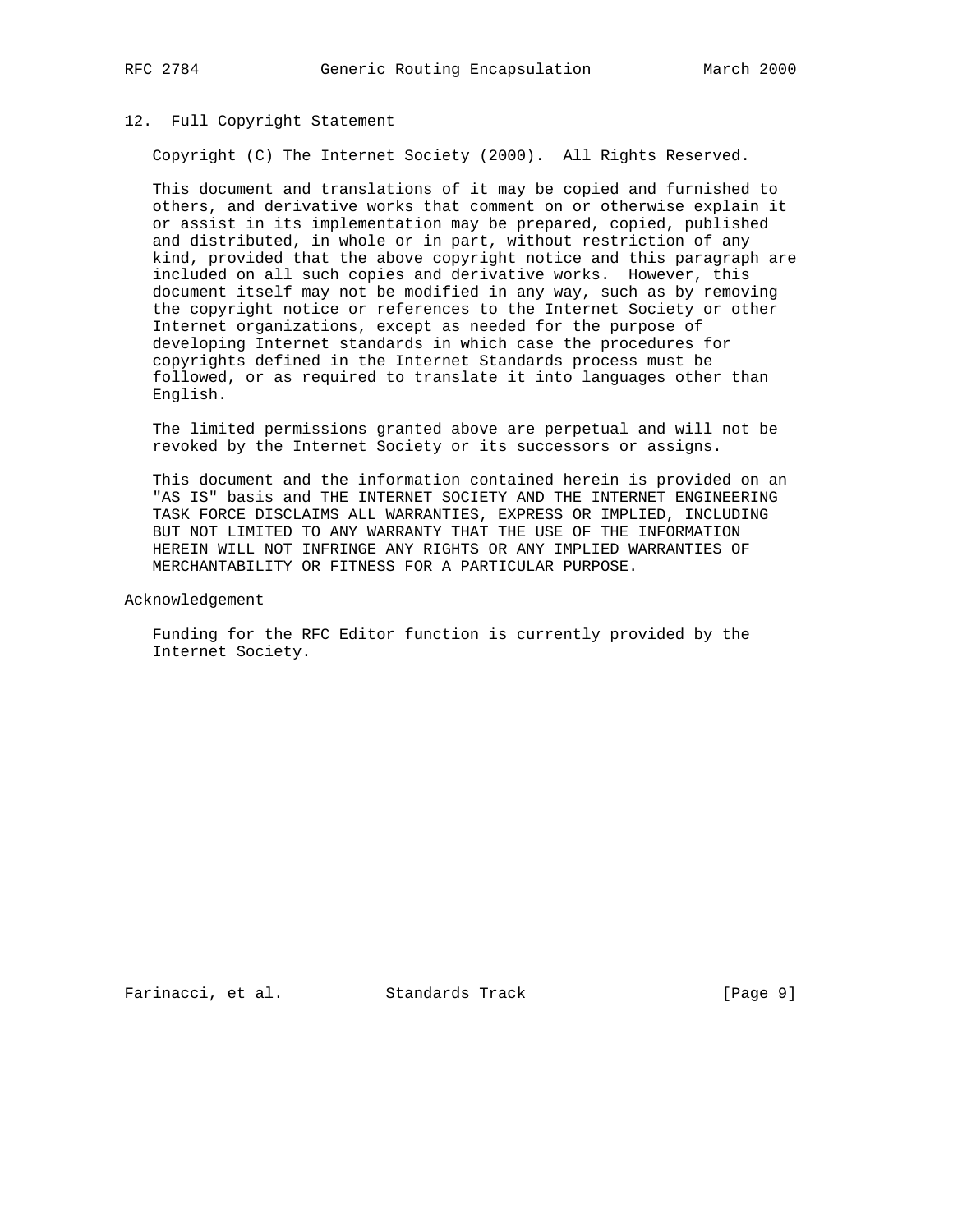## 12. Full Copyright Statement

Copyright (C) The Internet Society (2000). All Rights Reserved.

This document and translations of it may be copied and furnished to others, and derivative works that comment on or otherwise explain it or assist in its implementation may be prepared, copied, published and distributed, in whole or in part, without restriction of any kind, provided that the above copyright notice and this paragraph are included on all such copies and derivative works. However, this document itself may not be modified in any way, such as by removing the copyright notice or references to the Internet Society or other Internet organizations, except as needed for the purpose of developing Internet standards in which case the procedures for copyrights defined in the Internet Standards process must be followed, or as required to translate it into languages other than English.

The limited permissions granted above are perpetual and will not be revoked by the Internet Society or its successors or assigns.

This document and the information contained herein is provided on an "AS IS" basis and THE INTERNET SOCIETY AND THE INTERNET ENGINEERING TASK FORCE DISCLAIMS ALL WARRANTIES, EXPRESS OR IMPLIED, INCLUDING BUT NOT LIMITED TO ANY WARRANTY THAT THE USE OF THE INFORMATION HEREIN WILL NOT INFRINGE ANY RIGHTS OR ANY IMPLIED WARRANTIES OF MERCHANTABILITY OR FITNESS FOR A PARTICULAR PURPOSE.

## Acknowledgement

Funding for the RFC Editor function is currently provided by the Internet Society.